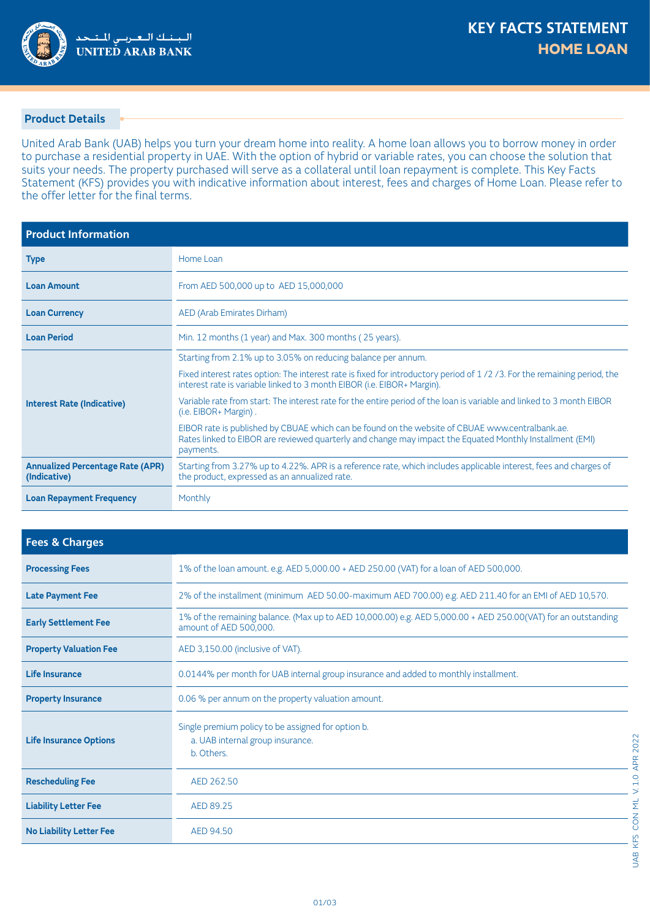# KEY FACTS STATEMENT
## HOME LOAN

### Product Details

United Arab Bank (UAB) helps you turn your dream home into reality. A home loan allows you to borrow money in order to purchase a residential property in UAE. With the option of hybrid or variable rates, you can choose the solution that suits your needs. The property purchased will serve as a collateral until loan repayment is complete. This Key Facts Statement (KFS) provides you with indicative information about interest, fees and charges of Home Loan. Please refer to the offer letter for the final terms.

| Product Information | |
|---|---|
| **Type** | Home Loan |
| **Loan Amount** | From AED 500,000 up to AED 15,000,000 |
| **Loan Currency** | AED (Arab Emirates Dirham) |
| **Loan Period** | Min. 12 months (1 year) and Max. 300 months ( 25 years). |
| **Interest Rate (Indicative)** | Starting from 2.1% up to 3.05% on reducing balance per annum.<br>Fixed interest rates option: The interest rate is fixed for introductory period of 1 /2 /3. For the remaining period, the interest rate is variable linked to 3 month EIBOR (i.e. EIBOR+ Margin).<br>Variable rate from start: The interest rate for the entire period of the loan is variable and linked to 3 month EIBOR (i.e. EIBOR+ Margin) .<br>EIBOR rate is published by CBUAE which can be found on the website of CBUAE www.centralbank.ae. Rates linked to EIBOR are reviewed quarterly and change may impact the Equated Monthly Installment (EMI) payments. |
| **Annualized Percentage Rate (APR) (Indicative)** | Starting from 3.27% up to 4.22%. APR is a reference rate, which includes applicable interest, fees and charges of the product, expressed as an annualized rate. |
| **Loan Repayment Frequency** | Monthly |

| Fees & Charges | |
|---|---|
| **Processing Fees** | 1% of the loan amount. e.g. AED 5,000.00 + AED 250.00 (VAT) for a loan of AED 500,000. |
| **Late Payment Fee** | 2% of the installment (minimum AED 50.00-maximum AED 700.00) e.g. AED 211.40 for an EMI of AED 10,570. |
| **Early Settlement Fee** | 1% of the remaining balance. (Max up to AED 10,000.00) e.g. AED 5,000.00 + AED 250.00(VAT) for an outstanding amount of AED 500,000. |
| **Property Valuation Fee** | AED 3,150.00 (inclusive of VAT). |
| **Life Insurance** | 0.0144% per month for UAB internal group insurance and added to monthly installment. |
| **Property Insurance** | 0.06 % per annum on the property valuation amount. |
| **Life Insurance Options** | Single premium policy to be assigned for option b.<br>a. UAB internal group insurance.<br>b. Others. |
| **Rescheduling Fee** | AED 262.50 |
| **Liability Letter Fee** | AED 89.25 |
| **No Liability Letter Fee** | AED 94.50 |

UAB KFS CON ML V.1.0 APR 2022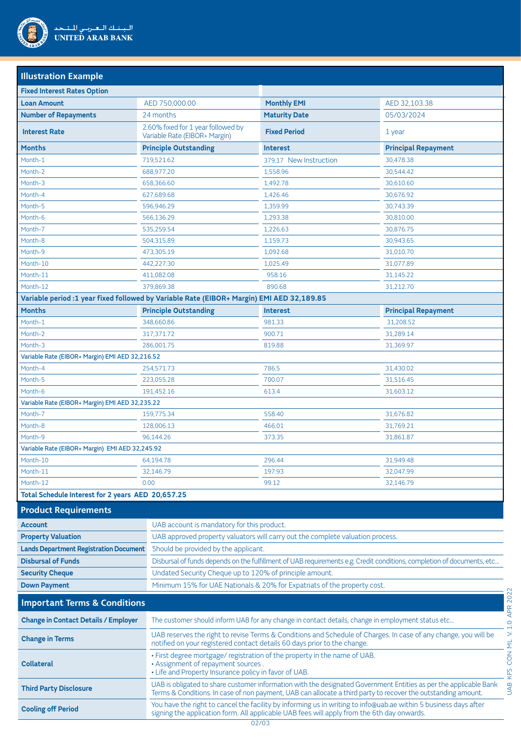## Illustration Example

| Fixed Interest Rates Option | | | |
|---|---|---|---|
| **Loan Amount** | AED 750,000.00 | **Monthly EMI** | AED 32,103.38 |
| **Number of Repayments** | 24 months | **Maturity Date** | 05/03/2024 |
| **Interest Rate** | 2.60% fixed for 1 year followed by Variable Rate (EIBOR+ Margin) | **Fixed Period** | 1 year |
| **Months** | **Principle Outstanding** | **Interest** | **Principal Repayment** |
| Month-1 | 719,521.62 | 379.17 New Instruction | 30,478.38 |
| Month-2 | 688,977.20 | 1,558.96 | 30,544.42 |
| Month-3 | 658,366.60 | 1,492.78 | 30,610.60 |
| Month-4 | 627,689.68 | 1,426.46 | 30,676.92 |
| Month-5 | 596,946.29 | 1,359.99 | 30,743.39 |
| Month-6 | 566,136.29 | 1,293.38 | 30,810.00 |
| Month-7 | 535,259.54 | 1,226.63 | 30,876.75 |
| Month-8 | 504,315.89 | 1,159.73 | 30,943.65 |
| Month-9 | 473,305.19 | 1,092.68 | 31,010.70 |
| Month-10 | 442,227.30 | 1,025.49 | 31,077.89 |
| Month-11 | 411,082.08 | 958.16 | 31,145.22 |
| Month-12 | 379,869.38 | 890.68 | 31,212.70 |
| **Variable period :1 year fixed followed by Variable Rate (EIBOR+ Margin) EMI AED 32,189.85** | | | |
| **Months** | **Principle Outstanding** | **Interest** | **Principal Repayment** |
| Month-1 | 348,660.86 | 981.33 | 31,208.52 |
| Month-2 | 317,371.72 | 900.71 | 31,289.14 |
| Month-3 | 286,001.75 | 819.88 | 31,369.97 |
| Variable Rate (EIBOR+ Margin) EMI AED 32,216.52 | | | |
| Month-4 | 254,571.73 | 786.5 | 31,430.02 |
| Month-5 | 223,055.28 | 700.07 | 31,516.45 |
| Month-6 | 191,452.16 | 613.4 | 31,603.12 |
| Variable Rate (EIBOR+ Margin) EMI AED 32,235.22 | | | |
| Month-7 | 159,775.34 | 558.40 | 31,676.82 |
| Month-8 | 128,006.13 | 466.01 | 31,769.21 |
| Month-9 | 96,144.26 | 373.35 | 31,861.87 |
| Variable Rate (EIBOR+ Margin) EMI AED 32,245.92 | | | |
| Month-10 | 64,194.78 | 296.44 | 31,949.48 |
| Month-11 | 32,146.79 | 197.93 | 32,047.99 |
| Month-12 | 0.00 | 99.12 | 32,146.79 |
| **Total Schedule Interest for 2 years AED 20,657.25** | | | |

## Product Requirements

| | |
|---|---|
| **Account** | UAB account is mandatory for this product. |
| **Property Valuation** | UAB approved property valuators will carry out the complete valuation process. |
| **Lands Department Registration Document** | Should be provided by the applicant. |
| **Disbursal of Funds** | Disbursal of funds depends on the fulfillment of UAB requirements e.g. Credit conditions, completion of documents, etc... |
| **Security Cheque** | Undated Security Cheque up to 120% of principle amount. |
| **Down Payment** | Minimum 15% for UAE Nationals & 20% for Expatriats of the property cost. |

## Important Terms & Conditions

| | |
|---|---|
| **Change in Contact Details / Employer** | The customer should inform UAB for any change in contact details, change in employment status etc... |
| **Change in Terms** | UAB reserves the right to revise Terms & Conditions and Schedule of Charges. In case of any change, you will be notified on your registered contact details 60 days prior to the change. |
| **Collateral** | • First degree mortgage/ registration of the property in the name of UAB.<br>• Assignment of repayment sources .<br>• Life and Property Insurance policy in favor of UAB. |
| **Third Party Disclosure** | UAB is obligated to share customer information with the designated Government Entities as per the applicable Bank Terms & Conditions. In case of non payment, UAB can allocate a third party to recover the outstanding amount. |
| **Cooling off Period** | You have the right to cancel the facility by informing us in writing to info@uab.ae within 5 business days after signing the application form. All applicable UAB fees will apply from the 6th day onwards. |

UAB KFS CON ML V.1.0 APR 2022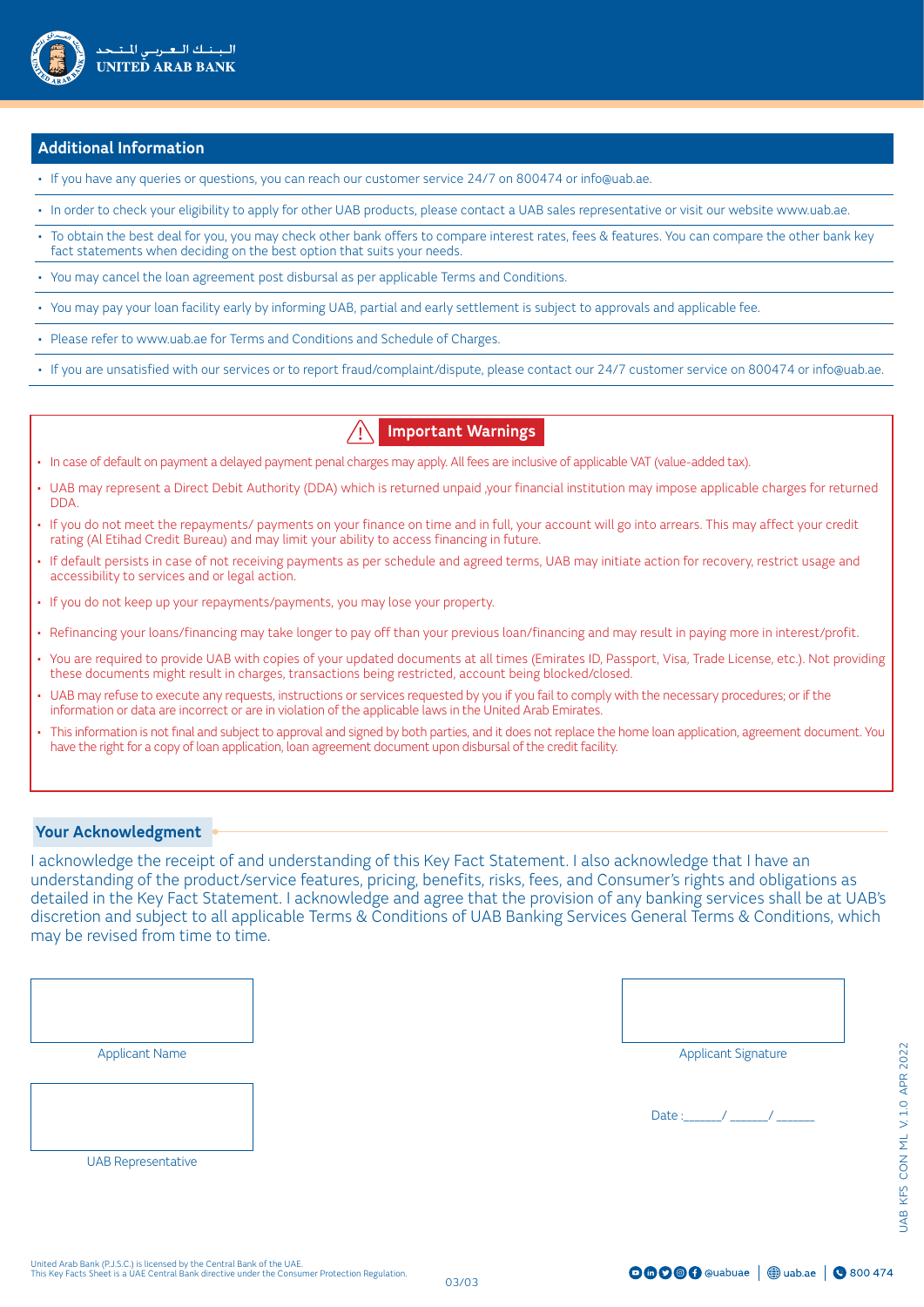## Additional Information

- If you have any queries or questions, you can reach our customer service 24/7 on 800474 or info@uab.ae.
- In order to check your eligibility to apply for other UAB products, please contact a UAB sales representative or visit our website www.uab.ae.
- To obtain the best deal for you, you may check other bank offers to compare interest rates, fees & features. You can compare the other bank key fact statements when deciding on the best option that suits your needs.
- You may cancel the loan agreement post disbursal as per applicable Terms and Conditions.
- You may pay your loan facility early by informing UAB, partial and early settlement is subject to approvals and applicable fee.
- Please refer to www.uab.ae for Terms and Conditions and Schedule of Charges.
- If you are unsatisfied with our services or to report fraud/complaint/dispute, please contact our 24/7 customer service on 800474 or info@uab.ae.

## Important Warnings

- In case of default on payment a delayed payment penal charges may apply. All fees are inclusive of applicable VAT (value-added tax).
- UAB may represent a Direct Debit Authority (DDA) which is returned unpaid ,your financial institution may impose applicable charges for returned DDA.
- If you do not meet the repayments/ payments on your finance on time and in full, your account will go into arrears. This may affect your credit rating (Al Etihad Credit Bureau) and may limit your ability to access financing in future.
- If default persists in case of not receiving payments as per schedule and agreed terms, UAB may initiate action for recovery, restrict usage and accessibility to services and or legal action.
- If you do not keep up your repayments/payments, you may lose your property.
- Refinancing your loans/financing may take longer to pay off than your previous loan/financing and may result in paying more in interest/profit.
- You are required to provide UAB with copies of your updated documents at all times (Emirates ID, Passport, Visa, Trade License, etc.). Not providing these documents might result in charges, transactions being restricted, account being blocked/closed.
- UAB may refuse to execute any requests, instructions or services requested by you if you fail to comply with the necessary procedures; or if the information or data are incorrect or are in violation of the applicable laws in the United Arab Emirates.
- This information is not final and subject to approval and signed by both parties, and it does not replace the home loan application, agreement document. You have the right for a copy of loan application, loan agreement document upon disbursal of the credit facility.

## Your Acknowledgment

I acknowledge the receipt of and understanding of this Key Fact Statement. I also acknowledge that I have an understanding of the product/service features, pricing, benefits, risks, fees, and Consumer's rights and obligations as detailed in the Key Fact Statement. I acknowledge and agree that the provision of any banking services shall be at UAB's discretion and subject to all applicable Terms & Conditions of UAB Banking Services General Terms & Conditions, which may be revised from time to time.

Applicant Name

Applicant Signature

UAB Representative

Date :______/ ______/ ______

UAB KFS CON ML V.1.0 APR 2022

United Arab Bank (P.J.S.C.) is licensed by the Central Bank of the UAE.
This Key Facts Sheet is a UAE Central Bank directive under the Consumer Protection Regulation.

@uabuae | uab.ae | 800 474